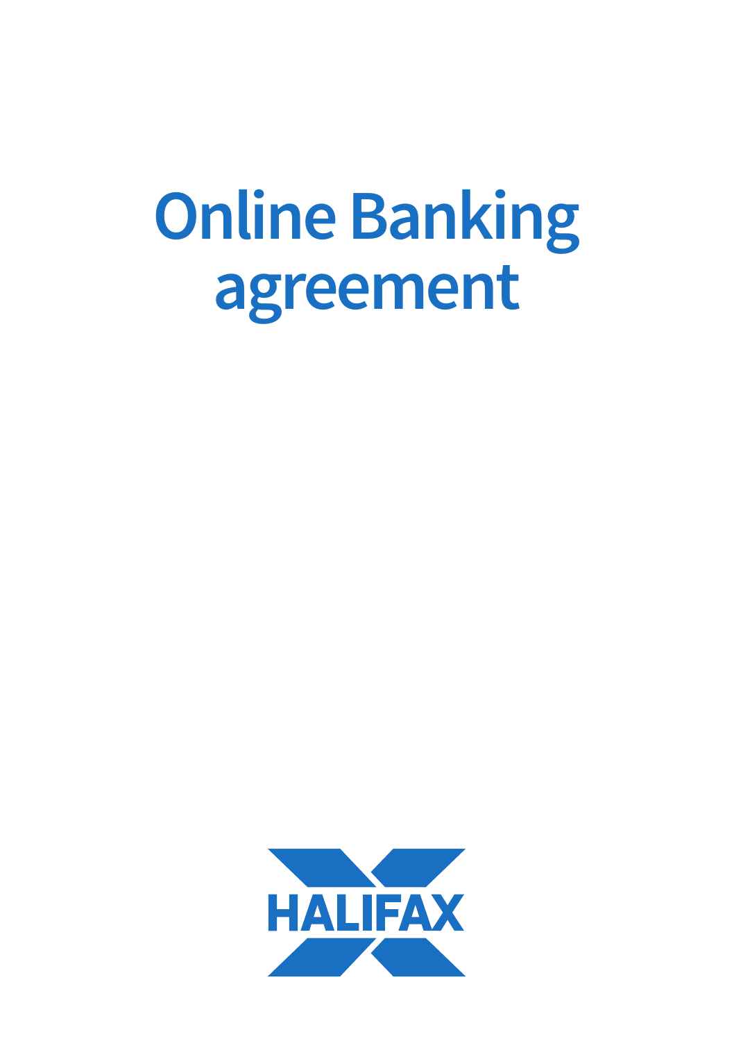# Online Banking agreement

HALIFAX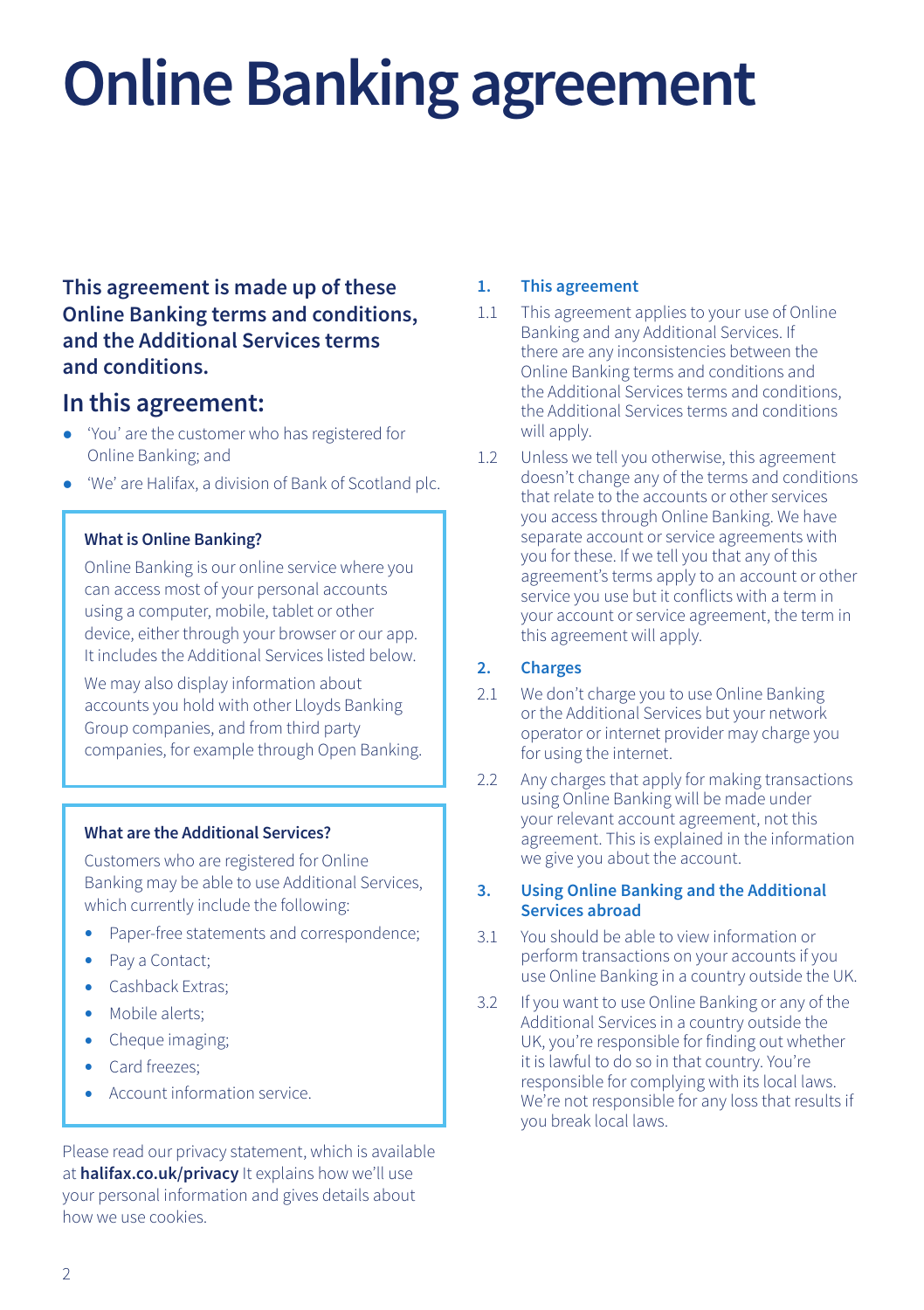# Online Banking agreement

**This agreement is made up of these Online Banking terms and conditions, and the Additional Services terms and conditions.**

## In this agreement:

- 'You' are the customer who has registered for Online Banking; and
- 'We' are Halifax, a division of Bank of Scotland plc.

### What is Online Banking?

Online Banking is our online service where you can access most of your personal accounts using a computer, mobile, tablet or other device, either through your browser or our app. It includes the Additional Services listed below.

We may also display information about accounts you hold with other Lloyds Banking Group companies, and from third party companies, for example through Open Banking.

### What are the Additional Services?

Customers who are registered for Online Banking may be able to use Additional Services, which currently include the following:

- Paper-free statements and correspondence;
- Pay a Contact;
- Cashback Extras;
- Mobile alerts;
- Cheque imaging;
- Card freezes;
- Account information service.

Please read our privacy statement, which is available at **halifax.co.uk/privacy** It explains how we'll use your personal information and gives details about how we use cookies.

### 1. This agreement

1.1 This agreement applies to your use of Online Banking and any Additional Services. If there are any inconsistencies between the Online Banking terms and conditions and the Additional Services terms and conditions, the Additional Services terms and conditions will apply.

1.2 Unless we tell you otherwise, this agreement doesn't change any of the terms and conditions that relate to the accounts or other services you access through Online Banking. We have separate account or service agreements with you for these. If we tell you that any of this agreement's terms apply to an account or other service you use but it conflicts with a term in your account or service agreement, the term in this agreement will apply.

### 2. Charges

2.1 We don't charge you to use Online Banking or the Additional Services but your network operator or internet provider may charge you for using the internet.

2.2 Any charges that apply for making transactions using Online Banking will be made under your relevant account agreement, not this agreement. This is explained in the information we give you about the account.

### 3. Using Online Banking and the Additional Services abroad

3.1 You should be able to view information or perform transactions on your accounts if you use Online Banking in a country outside the UK.

3.2 If you want to use Online Banking or any of the Additional Services in a country outside the UK, you're responsible for finding out whether it is lawful to do so in that country. You're responsible for complying with its local laws. We're not responsible for any loss that results if you break local laws.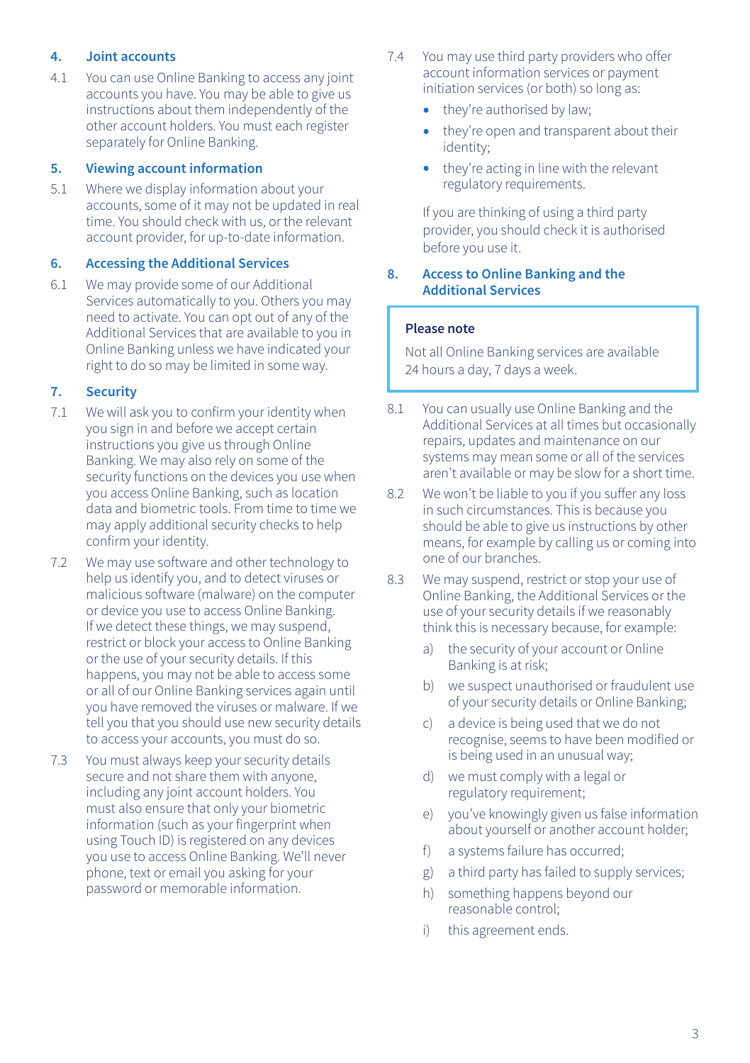## 4. Joint accounts

4.1 You can use Online Banking to access any joint accounts you have. You may be able to give us instructions about them independently of the other account holders. You must each register separately for Online Banking.

## 5. Viewing account information

5.1 Where we display information about your accounts, some of it may not be updated in real time. You should check with us, or the relevant account provider, for up-to-date information.

## 6. Accessing the Additional Services

6.1 We may provide some of our Additional Services automatically to you. Others you may need to activate. You can opt out of any of the Additional Services that are available to you in Online Banking unless we have indicated your right to do so may be limited in some way.

## 7. Security

7.1 We will ask you to confirm your identity when you sign in and before we accept certain instructions you give us through Online Banking. We may also rely on some of the security functions on the devices you use when you access Online Banking, such as location data and biometric tools. From time to time we may apply additional security checks to help confirm your identity.

7.2 We may use software and other technology to help us identify you, and to detect viruses or malicious software (malware) on the computer or device you use to access Online Banking. If we detect these things, we may suspend, restrict or block your access to Online Banking or the use of your security details. If this happens, you may not be able to access some or all of our Online Banking services again until you have removed the viruses or malware. If we tell you that you should use new security details to access your accounts, you must do so.

7.3 You must always keep your security details secure and not share them with anyone, including any joint account holders. You must also ensure that only your biometric information (such as your fingerprint when using Touch ID) is registered on any devices you use to access Online Banking. We'll never phone, text or email you asking for your password or memorable information.

7.4 You may use third party providers who offer account information services or payment initiation services (or both) so long as:

- they're authorised by law;
- they're open and transparent about their identity;
- they're acting in line with the relevant regulatory requirements.

If you are thinking of using a third party provider, you should check it is authorised before you use it.

## 8. Access to Online Banking and the Additional Services

> **Please note**
>
> Not all Online Banking services are available 24 hours a day, 7 days a week.

8.1 You can usually use Online Banking and the Additional Services at all times but occasionally repairs, updates and maintenance on our systems may mean some or all of the services aren't available or may be slow for a short time.

8.2 We won't be liable to you if you suffer any loss in such circumstances. This is because you should be able to give us instructions by other means, for example by calling us or coming into one of our branches.

8.3 We may suspend, restrict or stop your use of Online Banking, the Additional Services or the use of your security details if we reasonably think this is necessary because, for example:

a) the security of your account or Online Banking is at risk;

b) we suspect unauthorised or fraudulent use of your security details or Online Banking;

c) a device is being used that we do not recognise, seems to have been modified or is being used in an unusual way;

d) we must comply with a legal or regulatory requirement;

e) you've knowingly given us false information about yourself or another account holder;

f) a systems failure has occurred;

g) a third party has failed to supply services;

h) something happens beyond our reasonable control;

i) this agreement ends.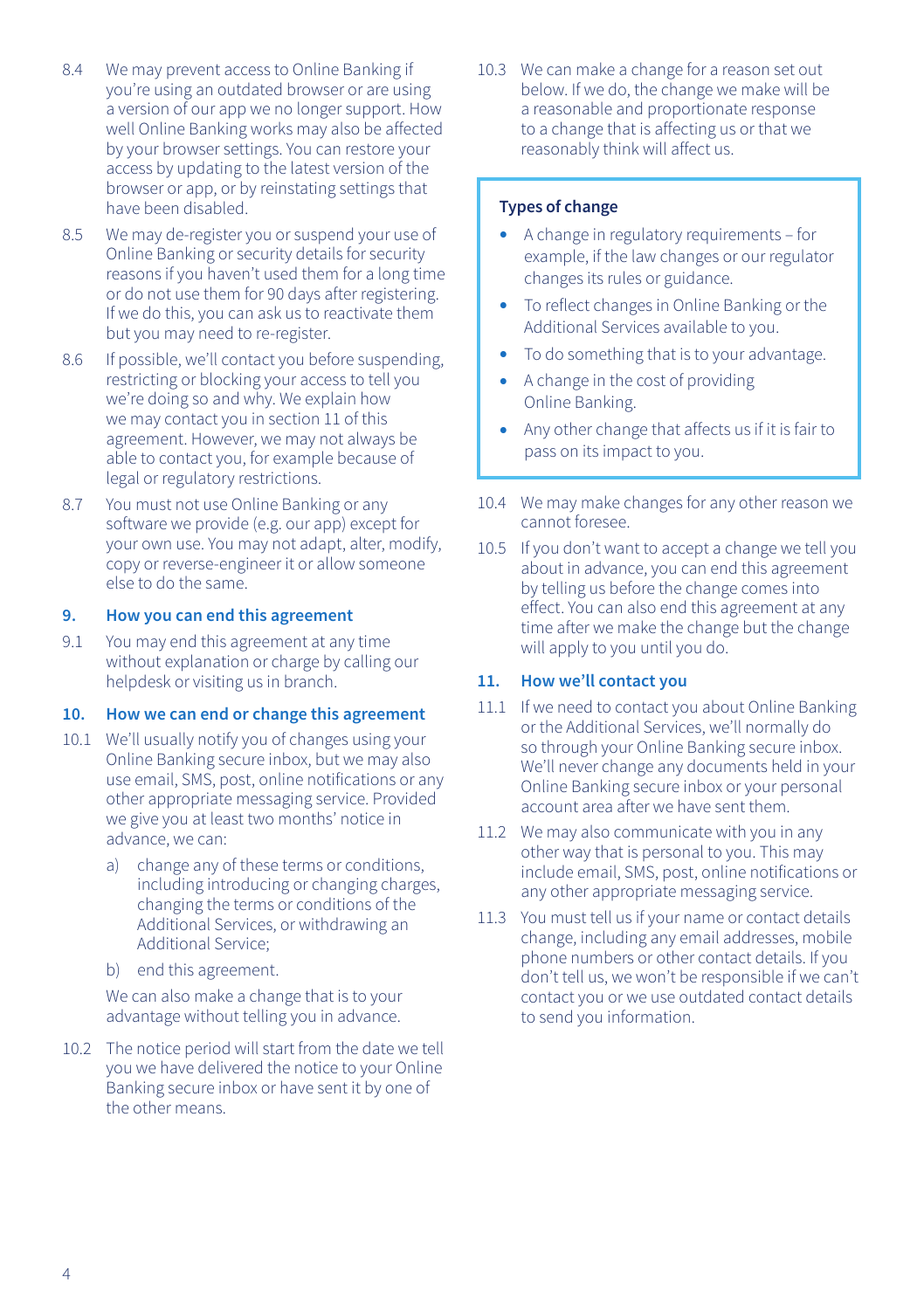8.4 We may prevent access to Online Banking if you're using an outdated browser or are using a version of our app we no longer support. How well Online Banking works may also be affected by your browser settings. You can restore your access by updating to the latest version of the browser or app, or by reinstating settings that have been disabled.

8.5 We may de-register you or suspend your use of Online Banking or security details for security reasons if you haven't used them for a long time or do not use them for 90 days after registering. If we do this, you can ask us to reactivate them but you may need to re-register.

8.6 If possible, we'll contact you before suspending, restricting or blocking your access to tell you we're doing so and why. We explain how we may contact you in section 11 of this agreement. However, we may not always be able to contact you, for example because of legal or regulatory restrictions.

8.7 You must not use Online Banking or any software we provide (e.g. our app) except for your own use. You may not adapt, alter, modify, copy or reverse-engineer it or allow someone else to do the same.

## 9. How you can end this agreement

9.1 You may end this agreement at any time without explanation or charge by calling our helpdesk or visiting us in branch.

## 10. How we can end or change this agreement

10.1 We'll usually notify you of changes using your Online Banking secure inbox, but we may also use email, SMS, post, online notifications or any other appropriate messaging service. Provided we give you at least two months' notice in advance, we can:

a) change any of these terms or conditions, including introducing or changing charges, changing the terms or conditions of the Additional Services, or withdrawing an Additional Service;

b) end this agreement.

We can also make a change that is to your advantage without telling you in advance.

10.2 The notice period will start from the date we tell you we have delivered the notice to your Online Banking secure inbox or have sent it by one of the other means.

10.3 We can make a change for a reason set out below. If we do, the change we make will be a reasonable and proportionate response to a change that is affecting us or that we reasonably think will affect us.

**Types of change**

- A change in regulatory requirements – for example, if the law changes or our regulator changes its rules or guidance.
- To reflect changes in Online Banking or the Additional Services available to you.
- To do something that is to your advantage.
- A change in the cost of providing Online Banking.
- Any other change that affects us if it is fair to pass on its impact to you.

10.4 We may make changes for any other reason we cannot foresee.

10.5 If you don't want to accept a change we tell you about in advance, you can end this agreement by telling us before the change comes into effect. You can also end this agreement at any time after we make the change but the change will apply to you until you do.

## 11. How we'll contact you

11.1 If we need to contact you about Online Banking or the Additional Services, we'll normally do so through your Online Banking secure inbox. We'll never change any documents held in your Online Banking secure inbox or your personal account area after we have sent them.

11.2 We may also communicate with you in any other way that is personal to you. This may include email, SMS, post, online notifications or any other appropriate messaging service.

11.3 You must tell us if your name or contact details change, including any email addresses, mobile phone numbers or other contact details. If you don't tell us, we won't be responsible if we can't contact you or we use outdated contact details to send you information.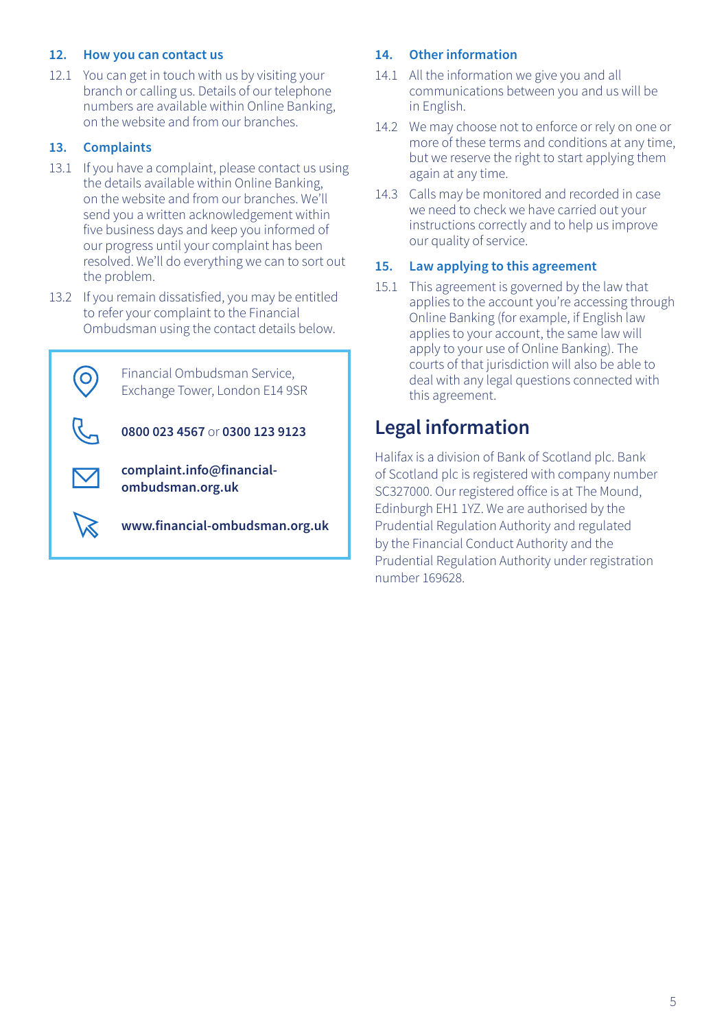## 12. How you can contact us

12.1 You can get in touch with us by visiting your branch or calling us. Details of our telephone numbers are available within Online Banking, on the website and from our branches.

## 13. Complaints

13.1 If you have a complaint, please contact us using the details available within Online Banking, on the website and from our branches. We'll send you a written acknowledgement within five business days and keep you informed of our progress until your complaint has been resolved. We'll do everything we can to sort out the problem.

13.2 If you remain dissatisfied, you may be entitled to refer your complaint to the Financial Ombudsman using the contact details below.

Financial Ombudsman Service, Exchange Tower, London E14 9SR

**0800 023 4567** or **0300 123 9123**

**complaint.info@financial-ombudsman.org.uk**

**www.financial-ombudsman.org.uk**

## 14. Other information

14.1 All the information we give you and all communications between you and us will be in English.

14.2 We may choose not to enforce or rely on one or more of these terms and conditions at any time, but we reserve the right to start applying them again at any time.

14.3 Calls may be monitored and recorded in case we need to check we have carried out your instructions correctly and to help us improve our quality of service.

## 15. Law applying to this agreement

15.1 This agreement is governed by the law that applies to the account you're accessing through Online Banking (for example, if English law applies to your account, the same law will apply to your use of Online Banking). The courts of that jurisdiction will also be able to deal with any legal questions connected with this agreement.

# Legal information

Halifax is a division of Bank of Scotland plc. Bank of Scotland plc is registered with company number SC327000. Our registered office is at The Mound, Edinburgh EH1 1YZ. We are authorised by the Prudential Regulation Authority and regulated by the Financial Conduct Authority and the Prudential Regulation Authority under registration number 169628.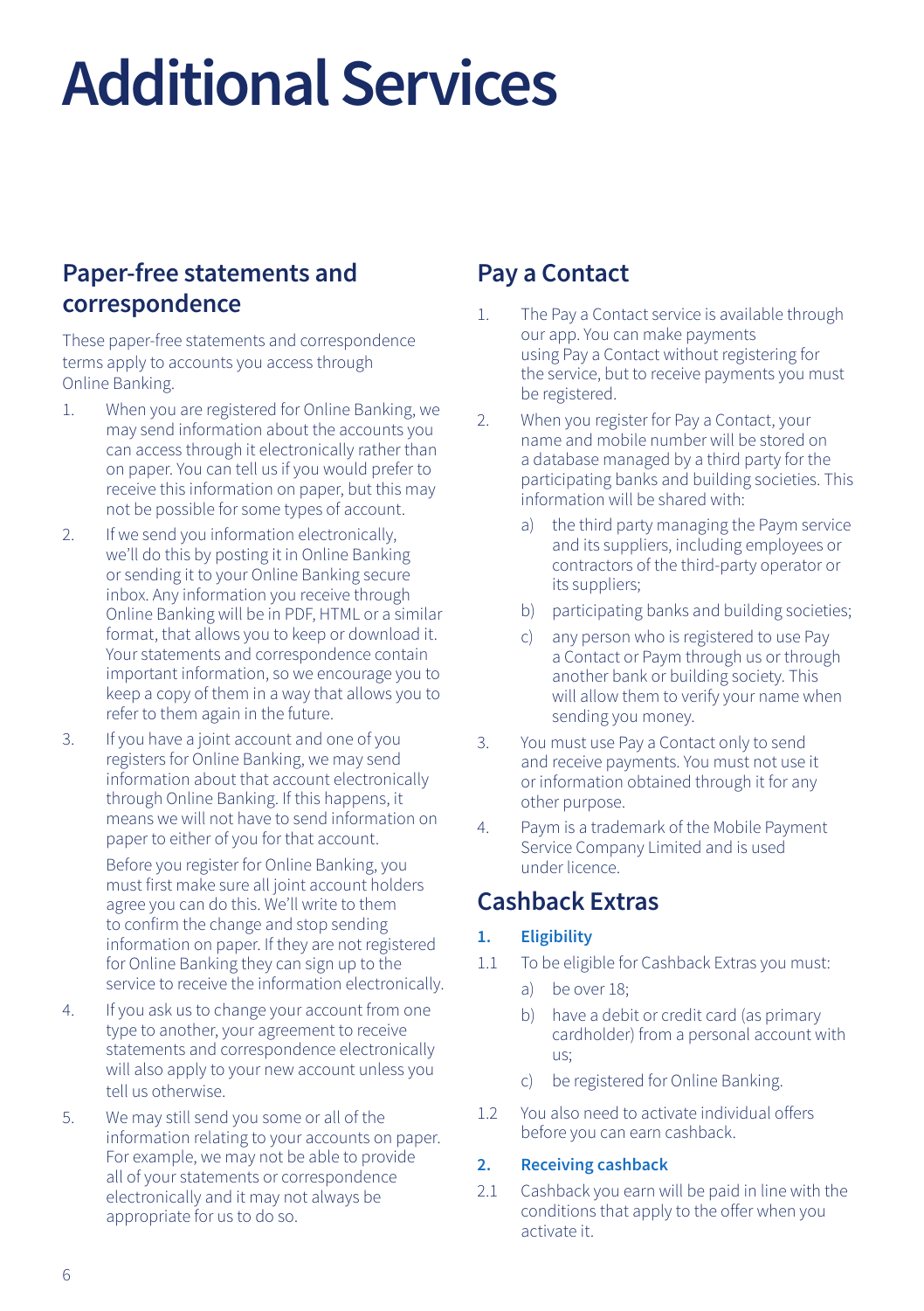# Additional Services

## Paper-free statements and correspondence

These paper-free statements and correspondence terms apply to accounts you access through Online Banking.

1. When you are registered for Online Banking, we may send information about the accounts you can access through it electronically rather than on paper. You can tell us if you would prefer to receive this information on paper, but this may not be possible for some types of account.
2. If we send you information electronically, we'll do this by posting it in Online Banking or sending it to your Online Banking secure inbox. Any information you receive through Online Banking will be in PDF, HTML or a similar format, that allows you to keep or download it. Your statements and correspondence contain important information, so we encourage you to keep a copy of them in a way that allows you to refer to them again in the future.
3. If you have a joint account and one of you registers for Online Banking, we may send information about that account electronically through Online Banking. If this happens, it means we will not have to send information on paper to either of you for that account.

   Before you register for Online Banking, you must first make sure all joint account holders agree you can do this. We'll write to them to confirm the change and stop sending information on paper. If they are not registered for Online Banking they can sign up to the service to receive the information electronically.
4. If you ask us to change your account from one type to another, your agreement to receive statements and correspondence electronically will also apply to your new account unless you tell us otherwise.
5. We may still send you some or all of the information relating to your accounts on paper. For example, we may not be able to provide all of your statements or correspondence electronically and it may not always be appropriate for us to do so.

## Pay a Contact

1. The Pay a Contact service is available through our app. You can make payments using Pay a Contact without registering for the service, but to receive payments you must be registered.
2. When you register for Pay a Contact, your name and mobile number will be stored on a database managed by a third party for the participating banks and building societies. This information will be shared with:
   a) the third party managing the Paym service and its suppliers, including employees or contractors of the third-party operator or its suppliers;
   b) participating banks and building societies;
   c) any person who is registered to use Pay a Contact or Paym through us or through another bank or building society. This will allow them to verify your name when sending you money.
3. You must use Pay a Contact only to send and receive payments. You must not use it or information obtained through it for any other purpose.
4. Paym is a trademark of the Mobile Payment Service Company Limited and is used under licence.

## Cashback Extras

### 1. Eligibility

1.1 To be eligible for Cashback Extras you must:

   a) be over 18;
   b) have a debit or credit card (as primary cardholder) from a personal account with us;
   c) be registered for Online Banking.

1.2 You also need to activate individual offers before you can earn cashback.

### 2. Receiving cashback

2.1 Cashback you earn will be paid in line with the conditions that apply to the offer when you activate it.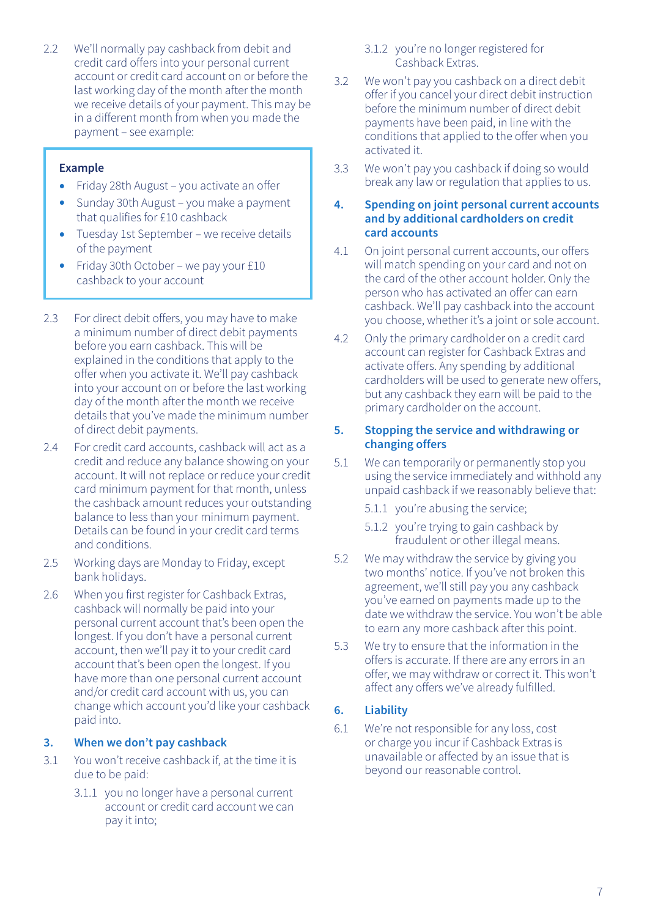2.2 We'll normally pay cashback from debit and credit card offers into your personal current account or credit card account on or before the last working day of the month after the month we receive details of your payment. This may be in a different month from when you made the payment – see example:

> **Example**
>
> - Friday 28th August – you activate an offer
> - Sunday 30th August – you make a payment that qualifies for £10 cashback
> - Tuesday 1st September – we receive details of the payment
> - Friday 30th October – we pay your £10 cashback to your account

2.3 For direct debit offers, you may have to make a minimum number of direct debit payments before you earn cashback. This will be explained in the conditions that apply to the offer when you activate it. We'll pay cashback into your account on or before the last working day of the month after the month we receive details that you've made the minimum number of direct debit payments.

2.4 For credit card accounts, cashback will act as a credit and reduce any balance showing on your account. It will not replace or reduce your credit card minimum payment for that month, unless the cashback amount reduces your outstanding balance to less than your minimum payment. Details can be found in your credit card terms and conditions.

2.5 Working days are Monday to Friday, except bank holidays.

2.6 When you first register for Cashback Extras, cashback will normally be paid into your personal current account that's been open the longest. If you don't have a personal current account, then we'll pay it to your credit card account that's been open the longest. If you have more than one personal current account and/or credit card account with us, you can change which account you'd like your cashback paid into.

## 3. When we don't pay cashback

3.1 You won't receive cashback if, at the time it is due to be paid:

3.1.1 you no longer have a personal current account or credit card account we can pay it into;

3.1.2 you're no longer registered for Cashback Extras.

3.2 We won't pay you cashback on a direct debit offer if you cancel your direct debit instruction before the minimum number of direct debit payments have been paid, in line with the conditions that applied to the offer when you activated it.

3.3 We won't pay you cashback if doing so would break any law or regulation that applies to us.

## 4. Spending on joint personal current accounts and by additional cardholders on credit card accounts

4.1 On joint personal current accounts, our offers will match spending on your card and not on the card of the other account holder. Only the person who has activated an offer can earn cashback. We'll pay cashback into the account you choose, whether it's a joint or sole account.

4.2 Only the primary cardholder on a credit card account can register for Cashback Extras and activate offers. Any spending by additional cardholders will be used to generate new offers, but any cashback they earn will be paid to the primary cardholder on the account.

## 5. Stopping the service and withdrawing or changing offers

5.1 We can temporarily or permanently stop you using the service immediately and withhold any unpaid cashback if we reasonably believe that:

5.1.1 you're abusing the service;

5.1.2 you're trying to gain cashback by fraudulent or other illegal means.

5.2 We may withdraw the service by giving you two months' notice. If you've not broken this agreement, we'll still pay you any cashback you've earned on payments made up to the date we withdraw the service. You won't be able to earn any more cashback after this point.

5.3 We try to ensure that the information in the offers is accurate. If there are any errors in an offer, we may withdraw or correct it. This won't affect any offers we've already fulfilled.

## 6. Liability

6.1 We're not responsible for any loss, cost or charge you incur if Cashback Extras is unavailable or affected by an issue that is beyond our reasonable control.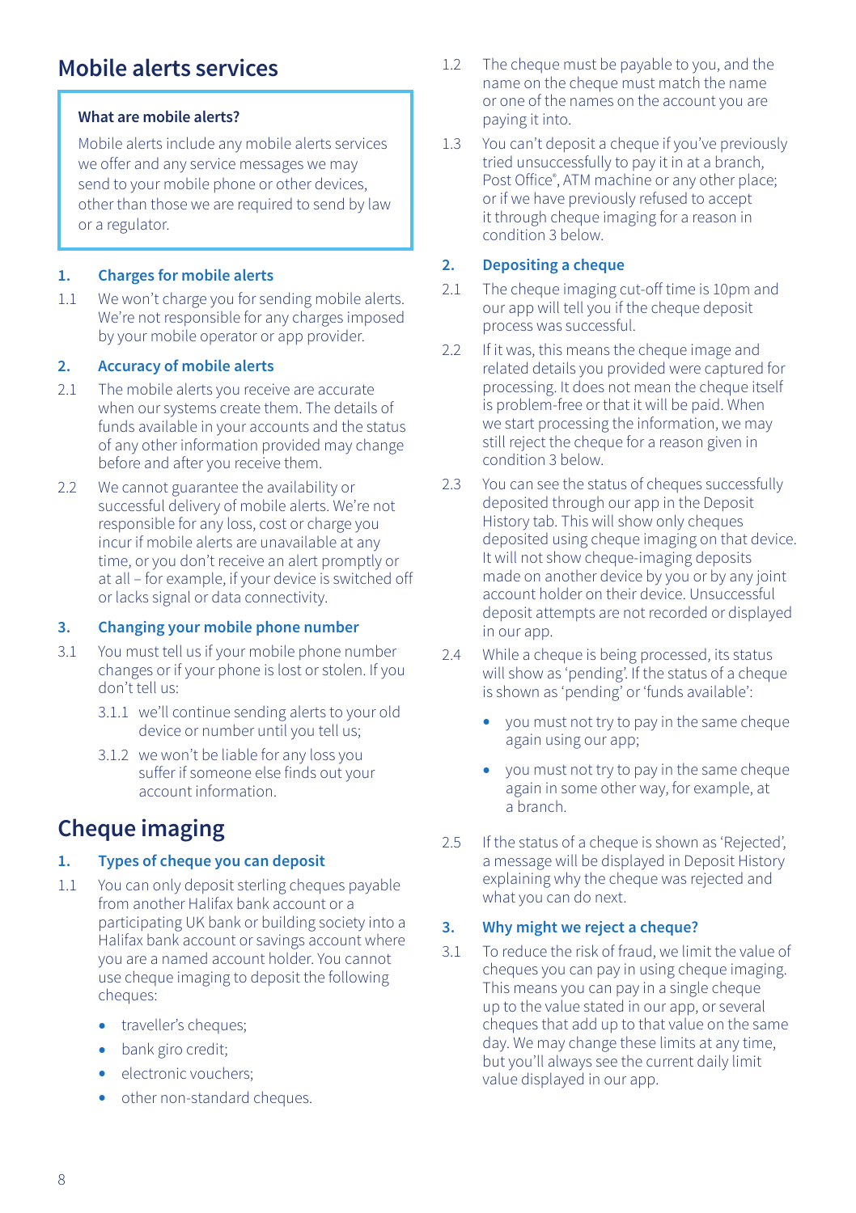## Mobile alerts services

**What are mobile alerts?**

Mobile alerts include any mobile alerts services we offer and any service messages we may send to your mobile phone or other devices, other than those we are required to send by law or a regulator.

### 1. Charges for mobile alerts

1.1 We won't charge you for sending mobile alerts. We're not responsible for any charges imposed by your mobile operator or app provider.

### 2. Accuracy of mobile alerts

2.1 The mobile alerts you receive are accurate when our systems create them. The details of funds available in your accounts and the status of any other information provided may change before and after you receive them.

2.2 We cannot guarantee the availability or successful delivery of mobile alerts. We're not responsible for any loss, cost or charge you incur if mobile alerts are unavailable at any time, or you don't receive an alert promptly or at all – for example, if your device is switched off or lacks signal or data connectivity.

### 3. Changing your mobile phone number

3.1 You must tell us if your mobile phone number changes or if your phone is lost or stolen. If you don't tell us:

3.1.1 we'll continue sending alerts to your old device or number until you tell us;

3.1.2 we won't be liable for any loss you suffer if someone else finds out your account information.

## Cheque imaging

### 1. Types of cheque you can deposit

1.1 You can only deposit sterling cheques payable from another Halifax bank account or a participating UK bank or building society into a Halifax bank account or savings account where you are a named account holder. You cannot use cheque imaging to deposit the following cheques:

- traveller's cheques;
- bank giro credit;
- electronic vouchers;
- other non-standard cheques.

1.2 The cheque must be payable to you, and the name on the cheque must match the name or one of the names on the account you are paying it into.

1.3 You can't deposit a cheque if you've previously tried unsuccessfully to pay it in at a branch, Post Office®, ATM machine or any other place; or if we have previously refused to accept it through cheque imaging for a reason in condition 3 below.

### 2. Depositing a cheque

2.1 The cheque imaging cut-off time is 10pm and our app will tell you if the cheque deposit process was successful.

2.2 If it was, this means the cheque image and related details you provided were captured for processing. It does not mean the cheque itself is problem-free or that it will be paid. When we start processing the information, we may still reject the cheque for a reason given in condition 3 below.

2.3 You can see the status of cheques successfully deposited through our app in the Deposit History tab. This will show only cheques deposited using cheque imaging on that device. It will not show cheque-imaging deposits made on another device by you or by any joint account holder on their device. Unsuccessful deposit attempts are not recorded or displayed in our app.

2.4 While a cheque is being processed, its status will show as 'pending'. If the status of a cheque is shown as 'pending' or 'funds available':

- you must not try to pay in the same cheque again using our app;
- you must not try to pay in the same cheque again in some other way, for example, at a branch.

2.5 If the status of a cheque is shown as 'Rejected', a message will be displayed in Deposit History explaining why the cheque was rejected and what you can do next.

### 3. Why might we reject a cheque?

3.1 To reduce the risk of fraud, we limit the value of cheques you can pay in using cheque imaging. This means you can pay in a single cheque up to the value stated in our app, or several cheques that add up to that value on the same day. We may change these limits at any time, but you'll always see the current daily limit value displayed in our app.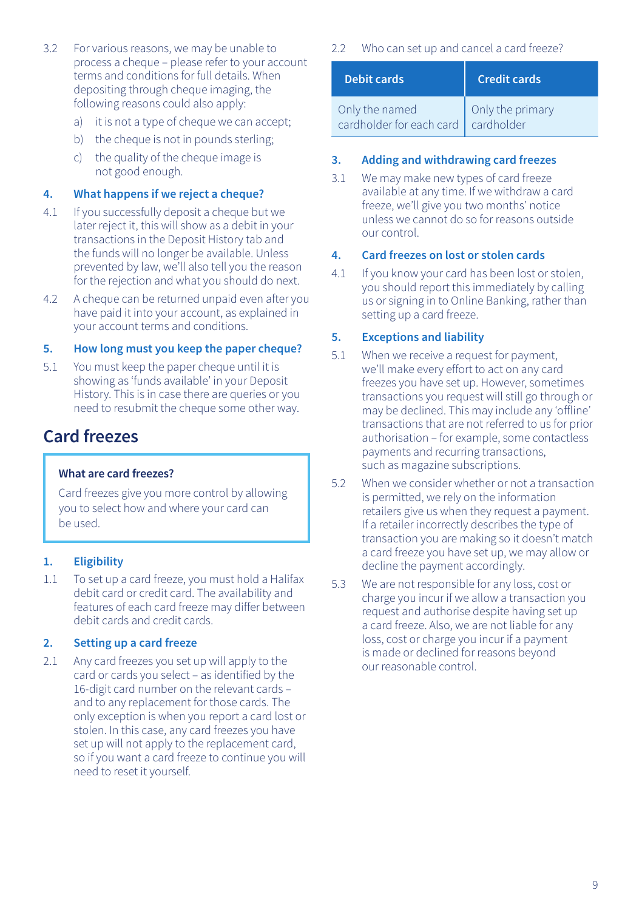3.2 For various reasons, we may be unable to process a cheque – please refer to your account terms and conditions for full details. When depositing through cheque imaging, the following reasons could also apply:

a) it is not a type of cheque we can accept;

b) the cheque is not in pounds sterling;

c) the quality of the cheque image is not good enough.

### 4. What happens if we reject a cheque?

4.1 If you successfully deposit a cheque but we later reject it, this will show as a debit in your transactions in the Deposit History tab and the funds will no longer be available. Unless prevented by law, we'll also tell you the reason for the rejection and what you should do next.

4.2 A cheque can be returned unpaid even after you have paid it into your account, as explained in your account terms and conditions.

### 5. How long must you keep the paper cheque?

5.1 You must keep the paper cheque until it is showing as 'funds available' in your Deposit History. This is in case there are queries or you need to resubmit the cheque some other way.

## Card freezes

**What are card freezes?**

Card freezes give you more control by allowing you to select how and where your card can be used.

### 1. Eligibility

1.1 To set up a card freeze, you must hold a Halifax debit card or credit card. The availability and features of each card freeze may differ between debit cards and credit cards.

### 2. Setting up a card freeze

2.1 Any card freezes you set up will apply to the card or cards you select – as identified by the 16-digit card number on the relevant cards – and to any replacement for those cards. The only exception is when you report a card lost or stolen. In this case, any card freezes you have set up will not apply to the replacement card, so if you want a card freeze to continue you will need to reset it yourself.

2.2 Who can set up and cancel a card freeze?

| Debit cards | Credit cards |
|---|---|
| Only the named cardholder for each card | Only the primary cardholder |

### 3. Adding and withdrawing card freezes

3.1 We may make new types of card freeze available at any time. If we withdraw a card freeze, we'll give you two months' notice unless we cannot do so for reasons outside our control.

### 4. Card freezes on lost or stolen cards

4.1 If you know your card has been lost or stolen, you should report this immediately by calling us or signing in to Online Banking, rather than setting up a card freeze.

### 5. Exceptions and liability

5.1 When we receive a request for payment, we'll make every effort to act on any card freezes you have set up. However, sometimes transactions you request will still go through or may be declined. This may include any 'offline' transactions that are not referred to us for prior authorisation – for example, some contactless payments and recurring transactions, such as magazine subscriptions.

5.2 When we consider whether or not a transaction is permitted, we rely on the information retailers give us when they request a payment. If a retailer incorrectly describes the type of transaction you are making so it doesn't match a card freeze you have set up, we may allow or decline the payment accordingly.

5.3 We are not responsible for any loss, cost or charge you incur if we allow a transaction you request and authorise despite having set up a card freeze. Also, we are not liable for any loss, cost or charge you incur if a payment is made or declined for reasons beyond our reasonable control.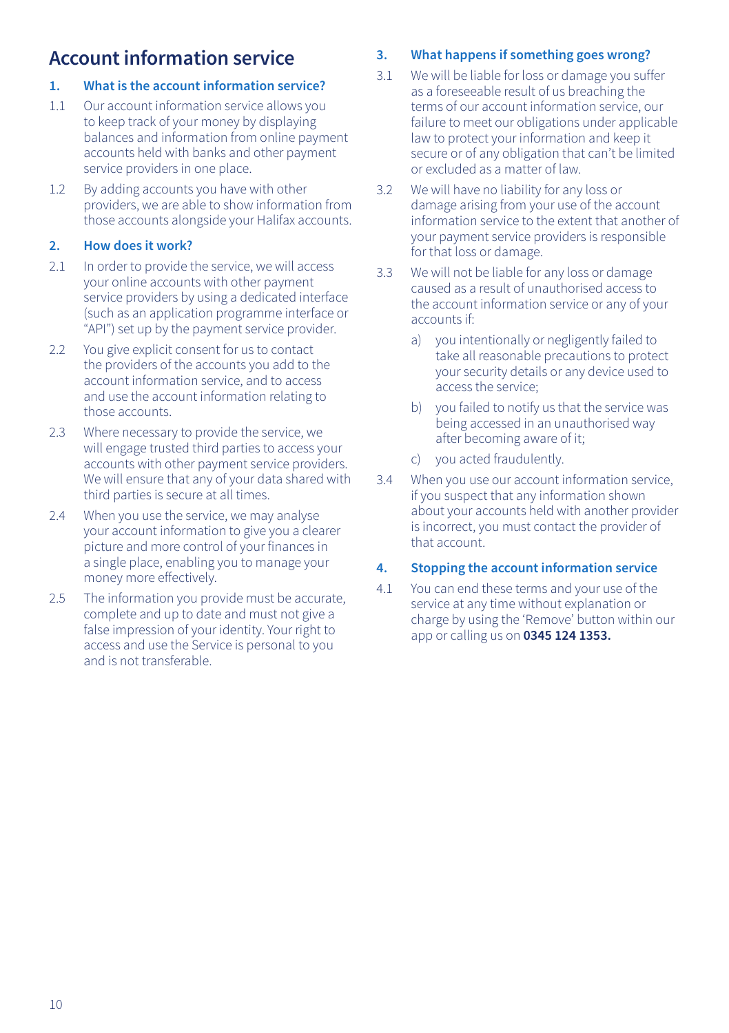# Account information service

## 1. What is the account information service?

1.1 Our account information service allows you to keep track of your money by displaying balances and information from online payment accounts held with banks and other payment service providers in one place.

1.2 By adding accounts you have with other providers, we are able to show information from those accounts alongside your Halifax accounts.

## 2. How does it work?

2.1 In order to provide the service, we will access your online accounts with other payment service providers by using a dedicated interface (such as an application programme interface or "API") set up by the payment service provider.

2.2 You give explicit consent for us to contact the providers of the accounts you add to the account information service, and to access and use the account information relating to those accounts.

2.3 Where necessary to provide the service, we will engage trusted third parties to access your accounts with other payment service providers. We will ensure that any of your data shared with third parties is secure at all times.

2.4 When you use the service, we may analyse your account information to give you a clearer picture and more control of your finances in a single place, enabling you to manage your money more effectively.

2.5 The information you provide must be accurate, complete and up to date and must not give a false impression of your identity. Your right to access and use the Service is personal to you and is not transferable.

## 3. What happens if something goes wrong?

3.1 We will be liable for loss or damage you suffer as a foreseeable result of us breaching the terms of our account information service, our failure to meet our obligations under applicable law to protect your information and keep it secure or of any obligation that can't be limited or excluded as a matter of law.

3.2 We will have no liability for any loss or damage arising from your use of the account information service to the extent that another of your payment service providers is responsible for that loss or damage.

3.3 We will not be liable for any loss or damage caused as a result of unauthorised access to the account information service or any of your accounts if:

- a) you intentionally or negligently failed to take all reasonable precautions to protect your security details or any device used to access the service;
- b) you failed to notify us that the service was being accessed in an unauthorised way after becoming aware of it;
- c) you acted fraudulently.

3.4 When you use our account information service, if you suspect that any information shown about your accounts held with another provider is incorrect, you must contact the provider of that account.

## 4. Stopping the account information service

4.1 You can end these terms and your use of the service at any time without explanation or charge by using the 'Remove' button within our app or calling us on **0345 124 1353.**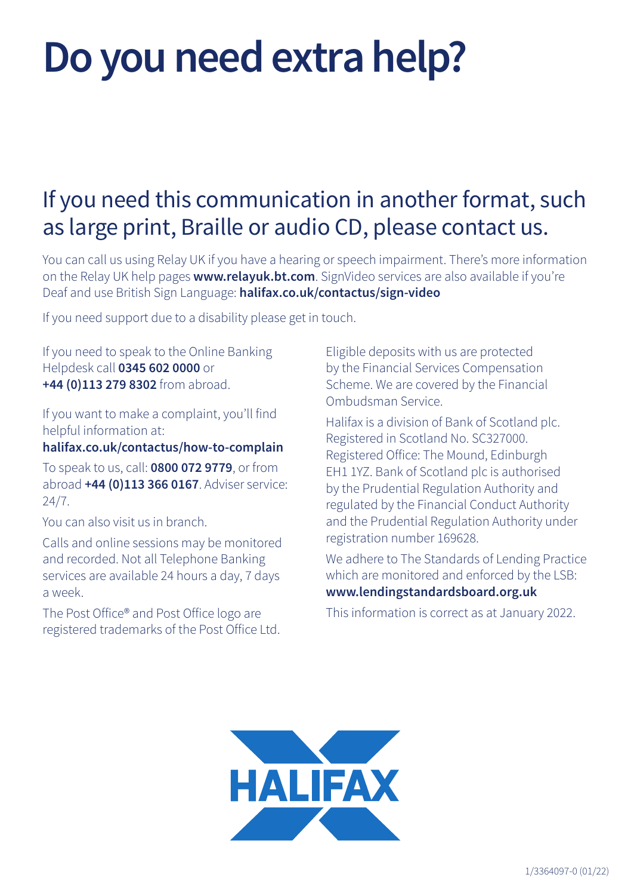# Do you need extra help?

## If you need this communication in another format, such as large print, Braille or audio CD, please contact us.

You can call us using Relay UK if you have a hearing or speech impairment. There's more information on the Relay UK help pages **www.relayuk.bt.com**. SignVideo services are also available if you're Deaf and use British Sign Language: **halifax.co.uk/contactus/sign-video**

If you need support due to a disability please get in touch.

If you need to speak to the Online Banking Helpdesk call **0345 602 0000** or **+44 (0)113 279 8302** from abroad.

If you want to make a complaint, you'll find helpful information at:
**halifax.co.uk/contactus/how-to-complain**

To speak to us, call: **0800 072 9779**, or from abroad **+44 (0)113 366 0167**. Adviser service: 24/7.

You can also visit us in branch.

Calls and online sessions may be monitored and recorded. Not all Telephone Banking services are available 24 hours a day, 7 days a week.

The Post Office® and Post Office logo are registered trademarks of the Post Office Ltd.

Eligible deposits with us are protected by the Financial Services Compensation Scheme. We are covered by the Financial Ombudsman Service.

Halifax is a division of Bank of Scotland plc. Registered in Scotland No. SC327000. Registered Office: The Mound, Edinburgh EH1 1YZ. Bank of Scotland plc is authorised by the Prudential Regulation Authority and regulated by the Financial Conduct Authority and the Prudential Regulation Authority under registration number 169628.

We adhere to The Standards of Lending Practice which are monitored and enforced by the LSB: **www.lendingstandardsboard.org.uk**

This information is correct as at January 2022.

HALIFAX

1/3364097-0 (01/22)